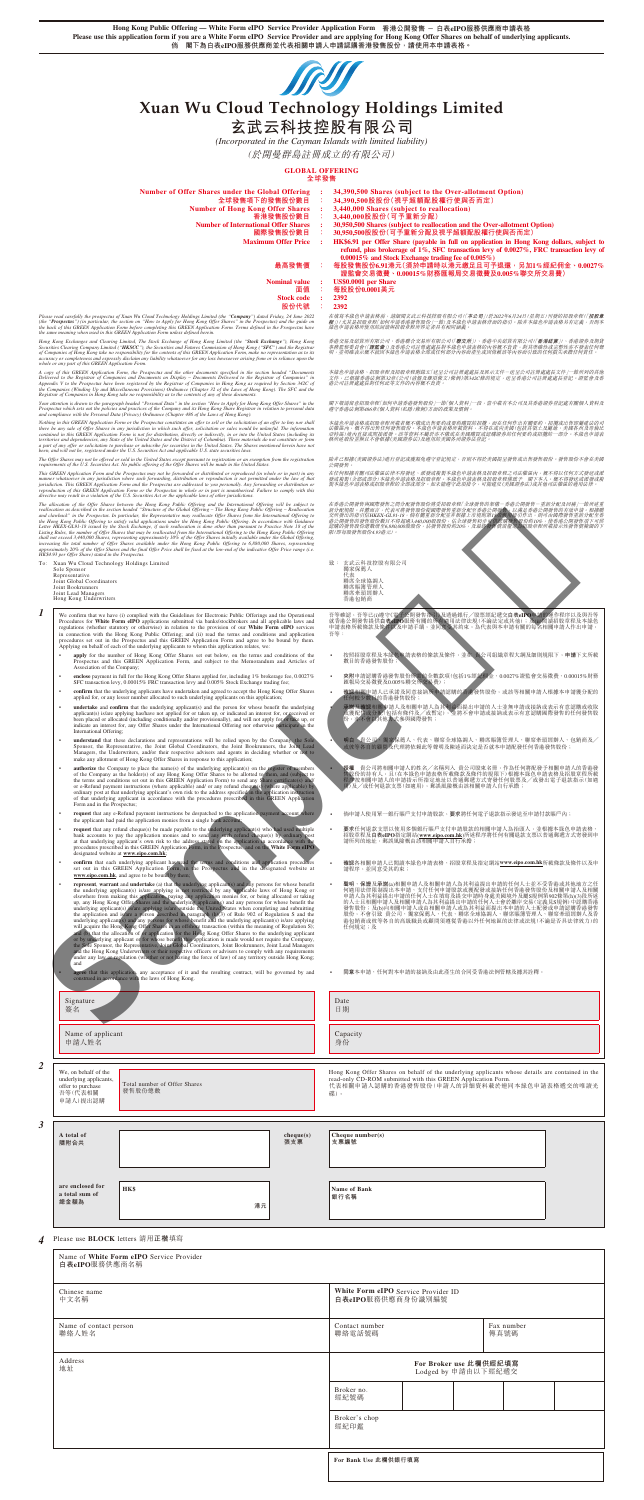**Hong Kong Public Offering — White Form eIPO Service Provider Application Form 香港公開發售 — 白表eIPO服務供應商申請表格**

**Please use this application form if you are a White Form eIPO Service Provider and are applying for Hong Kong Offer Shares on behalf of underlying applicants.**

**倘 閣下為白表eIPO服務供應商並代表相關申請人申請認購香港發售股份，請使用本申請表格。**

# Xuan Wu Cloud Technology Holdings Limited
# 玄武云科技控股有限公司

*(Incorporated in the Cayman Islands with limited liability)*

*（於開曼群島註冊成立的有限公司）*

**GLOBAL OFFERING**
**全球發售**

| | | |
|---|---|---|
| **Number of Offer Shares under the Global Offering** | : | **34,390,500 Shares (subject to the Over-allotment Option)** |
| **全球發售項下的發售股份數目** | : | **34,390,500股股份（視乎超額配股權行使與否而定）** |
| **Number of Hong Kong Offer Shares** | : | **3,440,000 Shares (subject to reallocation)** |
| **香港發售股份數目** | : | **3,440,000股股份（可予重新分配）** |
| **Number of International Offer Shares** | : | **30,950,500 Shares (subject to reallocation and the Over-allotment Option)** |
| **國際發售股份數目** | : | **30,950,500股股份（可予重新分配及視乎超額配股權行使與否而定）** |
| **Maximum Offer Price** | : | **HK$6.91 per Offer Share (payable in full on application in Hong Kong dollars, subject to refund, plus brokerage of 1%, SFC transaction levy of 0.0027%, FRC transaction levy of 0.00015% and Stock Exchange trading fee of 0.005%)** |
| **最高發售價** | : | **每股發售股份6.91港元（須於申請時以港元繳足且可予退還，另加1%經紀佣金、0.0027%證監會交易徵費、0.00015%財務匯報局交易徵費及0.005%聯交所交易費）** |
| **Nominal value** | : | **US$0.0001 per Share** |
| **面值** | : | **每股股份0.0001美元** |
| **Stock code** | : | **2392** |
| **股份代號** | : | **2392** |

Please read carefully the prospectus of Xuan Wu Cloud Technology Holdings Limited (the "**Company**") dated Friday, 24 June 2022 (the "**Prospectus**") (in particular, the section on "How to Apply for Hong Kong Offer Shares" in the Prospectus) and the guide on the back of this GREEN Application Form before completing this GREEN Application Form. Terms defined in the Prospectus have the same meaning when used in this GREEN Application Form unless defined herein.

在填寫本綠色申請表格前，請細閱玄武云科技控股有限公司（「**本公司**」）於2022年6月24日（星期五）刊發的招股章程（「**招股章程**」）（尤其是招股章程「如何申請香港發售股份」一節）及本綠色申請表格背面的指引。除本綠色申請表格另有定義外，否則本綠色申請表格所用詞彙與招股章程所界定者具有相同涵義。

Hong Kong Exchanges and Clearing Limited, The Stock Exchange of Hong Kong Limited (the "**Stock Exchange**"), Hong Kong Securities Clearing Company Limited ("**HKSCC**"), the Securities and Futures Commission of Hong Kong ("**SFC**") and the Registrar of Companies of Hong Kong take no responsibility for the contents of this GREEN Application Form, make no representation as to its accuracy or completeness and expressly disclaim any liability whatsoever for any loss howsoever arising from or in reliance upon the whole or any part of this GREEN Application Form.

香港交易及結算所有限公司、香港聯合交易所有限公司（「**聯交所**」）、香港中央結算有限公司（「**香港結算**」）、香港證券及期貨事務監察委員會（「**證監會**」）及香港公司註冊處處長對本綠色申請表格的內容概不負責，對其準確性或完整性亦不發表任何聲明，並明確表示概不就因本綠色申請表格全部或任何部分內容而產生或因依賴該等內容而引致的任何損失承擔任何責任。

A copy of this GREEN Application Form, the Prospectus and the other documents specified in the section headed "Documents Delivered to the Registrar of Companies in Hong Kong and Available on Display – Documents Delivered to the Registrar of Companies" in Appendix V to the Prospectus have been registered by the Registrar of Companies in Hong Kong as required by section 342C of the Companies (Winding Up and Miscellaneous Provisions) Ordinance (Chapter 32 of the Laws of Hong Kong). The SFC and the Registrar of Companies in Hong Kong take no responsibility as to the contents of any of these documents.

本綠色申請表格、招股章程及招股章程附錄五「送呈香港公司註冊處處長文件及展示文件－送呈公司註冊處處長文件」一節所列其他文件，已遵照香港法例第32章《公司（清盤及雜項條文）條例》第342C條的規定，送呈香港公司註冊處處長登記。證監會及香港公司註冊處處長對任何該等文件的內容概不負責。

Your attention is drawn to the paragraph headed "Personal Data" in the section "How to Apply for Hong Kong Offer Shares" in the Prospectus which sets out the policies and practices of the Company and its Hong Kong Share Registrar in relation to personal data and compliance with the Personal Data (Privacy) Ordinance (Chapter 486 of the Laws of Hong Kong).

閣下敬請留意招股章程「如何申請香港發售股份」一節「個人資料」一段，當中載有本公司及其香港股份過戶登記處有關個人資料及遵守香港法例第486章《個人資料（私隱）條例》的政策及慣例。

Nothing in this GREEN Application Form or the Prospectus constitutes an offer to sell or the solicitation of an offer to buy nor shall there be any sale of Offer Shares in any jurisdiction in which such offer, solicitation or sale would be unlawful. The information contained in this GREEN Application Form is not for publication or distribution, directly or indirectly, in or into the United States (including its territories and dependencies, any State of the United States and the District of Columbia). These materials do not constitute or form a part of any offer or solicitation to purchase or subscribe for securities in the United States. The Shares mentioned herein have not been, and will not be, registered under the U.S. Securities Act and applicable U.S. state securities laws.

本綠色申請表格或招股章程所載者概不構成出售要約或要約購買的游說，而在任何作出有關要約、游說或出售即屬違法的司法權區內，概不得出售任何發售股份。本綠色申請表格所載資料不得在或向美國（包括其領土及屬地、美國任何州及哥倫比亞特區）直接或間接發佈或分派。該等資料並不構成或組成在美國購買或認購證券的任何要約或游說的一部分。本綠色申請表格所述股份並無亦不會根據美國證券法及適用美國州證券法登記。

The Offer Shares may not be offered or sold in the United States except pursuant to an exemption from, or in a transaction not subject to, the registration requirements of the U.S. Securities Act. No public offering of the Offer Shares will be made in the United States.

除根據美國證券法的登記規定獲豁免或並不受其規限的交易外，發售股份不得在美國境內提呈發售或出售。發售股份將不會在美國公開發售。

This GREEN Application Form and the Prospectus may not be forwarded or distributed or reproduced (in whole or in part) in any manner whatsoever in any jurisdiction where such forwarding, distribution or reproduction is not permitted under the law of that jurisdiction. This GREEN Application Form and the Prospectus are addressed to you personally. Any forwarding or distribution or reproduction of this GREEN Application Form or the Prospectus in whole or in part is unauthorised. Failure to comply with this directive may result in a violation of the U.S. Securities Act or the applicable laws of other jurisdictions.

在任何根據有關司法權區法律不得發送、派發或複製本綠色申請表格及招股章程的司法權區內，概不得以任何方式發送或派發或複製（全部或部分）本綠色申請表格及招股章程。本綠色申請表格及招股章程僅致予 閣下本人。概不得發送或派發或複製本綠色申請表格或招股章程的全部或部分。如未能遵守此項指令，可能違反美國證券法或其他司法權區的適用法律。

The allocation of the Offer Shares between the Hong Kong Public Offering and the International Offering will be subject to reallocation as described in the section headed "Structure of the Global Offering – The Hong Kong Public Offering – Reallocation and clawback" in the Prospectus. In particular, the Joint Representatives may reallocate Offer Shares from the International Offering to the Hong Kong Public Offering to satisfy valid applications under the Hong Kong Public Offering. In accordance with Guidance Letter HKEX-GL91-18 issued by the Stock Exchange, if such reallocation is done other than pursuant to Practice Note 18 of the Listing Rules, the number of Offer Shares that may be reallocated from the International Offering to the Hong Kong Public Offering shall not exceed 3,440,000 Shares, representing approximately 10% of the Offer Shares initially available under the Global Offering, increasing the total number of Offer Shares available under the Hong Kong Public Offering to 6,880,000 Shares, representing approximately 20% of the Shares and the final Offer Price shall be fixed at the low-end of the indicative Offer Price range (i.e. HK$6.10 per Offer Share) stated in the Prospectus.

發售股份在香港公開發售與國際發售之間的分配將按招股章程「全球發售的架構－香港公開發售－重新分配及回補」一節所述予以重新分配。具體而言，聯席代表可將國際發售的發售股份重新分配至香港公開發售，以滿足香港公開發售的有效申請。根據聯交所發出的指引信HKEX-GL91-18，倘並非根據上市規則第18項應用指引進行重新分配，則可從國際發售重新分配至香港公開發售的發售股份數目不得超過3,440,000股股份，佔全球發售項下初步可供認購發售股份約10%，使香港公開發售項下可供認購的發售股份總數增加至6,880,000股股份，佔股份約20%，而最終發售價須定為招股章程所述指示性發售價範圍的下限（即每股發售股份6.10港元）。

To: Xuan Wu Cloud Technology Holdings Limited
Sole Sponsor
Representative
Joint Global Coordinators
Joint Bookrunners
Joint Lead Managers
Hong Kong Underwriters

致：玄武云科技控股有限公司
獨家保薦人
代表
聯席全球協調人
聯席賬簿管理人
聯席牽頭經辦人
香港包銷商

## 1

We confirm that we have (i) complied with the Guidelines for Electronic Public Offerings and the Operational Procedures for **White Form eIPO** applications submitted via banks/stockbrokers and all applicable laws and regulations (whether statutory or otherwise) in relation to the provision of our **White Form eIPO** services in connection with the Hong Kong Public Offering; and (ii) read the terms and conditions and application procedures set out in the Prospectus and this GREEN Application Form and agree to be bound by them. Applying on behalf of each of the underlying applicants to whom this application relates, we:

- **apply** for the number of Hong Kong Offer Shares set out below, on the terms and conditions of the Prospectus and this GREEN Application Form, and subject to the Memorandum and Articles of Association of the Company;
- **enclose** payment in full for the Hong Kong Offer Shares applied for, including 1% brokerage fee, 0.0027% SFC transaction levy, 0.00015% FRC transaction levy and 0.005% Stock Exchange trading fee;
- **confirm** that the underlying applicants have undertaken and agreed to accept the Hong Kong Offer Shares applied for, or any lesser number allocated to such underlying applicants on this application;
- **undertake** and **confirm** that the underlying applicant(s) and the person for whose benefit the underlying applicant(s) is/are applying has/have not applied for or taken up or indicated an interest for or received or been placed or allocated (including conditionally and/or provisionally), and will not apply for or take up, or indicate an interest for, any Offer Shares under the International Offering nor otherwise participate in the International Offering;
- **understand** that these declarations and representations will be relied upon by the Company, the Sole Sponsor, the Representative, the Joint Global Coordinators, the Joint Bookrunners, the Joint Lead Managers, the Underwriters, and/or their respective advisers and agents in deciding whether or not to make any allotment of Hong Kong Offer Shares in response to this application;
- **authorise** the Company to place the name(s) of the underlying applicant(s) on the register of members of the Company as the holder(s) of any Hong Kong Offer Shares to be allotted to them, and (subject to the terms and conditions set out in this GREEN Application Form) to send any Share certificate(s) and/or e-Refund payment instructions (where applicable) and/or any refund cheque(s) (where applicable) at that underlying applicant's own risk to the address given on this application in accordance with the procedures prescribed in this GREEN Application Form, in the Prospectus and on the **White Form eIPO** designated website at **www.eipo.com.hk**;
- **request** that any e-Refund payment instructions be dispatched to the application payment account where the applicant had paid the application monies from a single bank account;
- **request** that any refund cheque(s) be made payable to the underlying applicant(s) who had used multiple bank accounts to pay the application monies and to send any such refund cheque(s) by ordinary post at that underlying applicant's own risk to the address stated on the application in accordance with the procedures prescribed in this GREEN Application Form, in the Prospectus and on the **White Form eIPO** designated website at **www.eipo.com.hk**;
- **confirm** that each underlying applicant has read the terms and conditions and application procedures set out in this GREEN Application Form, in the Prospectus and in the designated website at **www.eipo.com.hk** and agree to be bound by them;
- **represent**, **warrant** and **undertake** (a) that the underlying applicant(s) and any persons for whose benefit the underlying applicant(s) is/are applying is/are not restricted by any applicable laws of Hong Kong or elsewhere from making this application, paying any application monies for, or being allotted or taking up, any Hong Kong Offer Shares; and (b) the underlying applicant(s) and any persons for whose benefit the underlying applicant(s) is/are applying is/are outside the United States when completing and submitting the application and is/are a person described in paragraph (h)(3) of Rule 902 of Regulation S and the underlying applicant(s) and any persons for whose benefit the underlying applicant(s) is/are applying will acquire the Hong Kong Offer Shares in an offshore transaction (within the meaning of Regulation S); (c) that the allotment of or application for the Hong Kong Offer Shares to the underlying applicant or by underlying applicant or the person for whose benefit the application is made would not require the Company, the Sole Sponsor, the Representative, the Joint Global Coordinators, Joint Bookrunners, Joint Lead Managers and the Hong Kong Underwriters or their respective officers or advisers to comply with any requirements under any law or regulation (whether or not having the force of law) of any territory outside Hong Kong; and
- **agree** that this application, any acceptance of it and the resulting contract, will be governed by and construed in accordance with the laws of Hong Kong.

吾等確認，吾等已(i)遵守《電子公開發售指引》及透過銀行／股票經紀遞交**白表eIPO**申請的運作程序以及與吾等就香港公開發售提供**白表eIPO**服務有關的所有適用法律及法規（不論法定或其他）；及(ii)細閱招股章程及本綠色申請表格所載條款及條件以及申請程序，並同意受其約束。為代表與本申請有關的各相關申請人作出申請，吾等：

- 按照招股章程及本綠色申請表格的條款及條件，並在本公司組織章程大綱及細則規限下，**申請**下文所載數目的香港發售股份；
- **夾附**申請認購香港發售股份所需的全數款項（包括1%經紀佣金、0.0027%證監會交易徵費、0.00015%財務匯報局交易徵費及0.005%聯交所交易費）；
- **確認**相關申請人已承諾及同意接納所申請認購的香港發售股份，或就本申請分配予該等相關申請人的任何較少數目的香港發售股份；
- **承諾**及**確認**相關申請人及相關申請人為其利益而提出申請的人士並無申請或接納或表示有意認購或收取或獲配售或分配（包括有條件及／或暫定），亦將不會申請或接納或表示有意認購國際發售的任何發售股份，亦不會以其他方式參與國際發售；
- **明白**本公司、獨家保薦人、代表、聯席全球協調人、聯席賬簿管理人、聯席牽頭經辦人、包銷商及／或其各自的顧問及代理將依賴此等聲明及陳述以決定是否就本申請配發任何香港發售股份；
- **授權**本公司將相關申請人的姓名／名稱列入本公司股東名冊，作為任何將配發予相關申請人的香港發售股份的持有人，且（在本綠色申請表格所載條款及條件的規限下）根據本綠色申請表格及招股章程所載以及**白表eIPO**指定網站**www.eipo.com.hk**所述程序將任何股票及／或電子退款指示（如適用）及／或任何退款支票（如適用）以普通郵遞方式寄發往本申請所示地址，郵誤風險概由該相關申請人自行承擔；
- **要求**將任何電子退款指示發送至申請人以單一銀行賬戶繳付申請股款的申請付款賬戶；
- **要求**任何退款支票以使用多個銀行賬戶繳付申請股款的相關申請人為抬頭人，並根據本綠色申請表格、招股章程及**白表eIPO**指定網站**www.eipo.com.hk**所述程序將任何有關退款支票以普通郵遞方式寄發往申請所示地址，郵誤風險概由該相關申請人自行承擔；
- **確認**各相關申請人已閱讀本綠色申請表格、招股章程及指定網站**www.eipo.com.hk**所載條款及條件以及申請程序，並同意受其約束；
- **聲明**、**保證**及**承諾**(a)相關申請人及相關申請人為其利益而提出申請的任何人士並不受香港或其他地方任何適用法律限制提出本申請、繳付任何申請股款或獲配發或接納任何香港發售股份；及(b)相關申請人及相關申請人為其利益而提出申請的任何人士於填寫及遞交申請時身處美國境外，並屬S規例第902條規則(h)(3)段所述人士，而相關申請人及相關申請人為其利益而提出申請的任何人士將於離岸交易（定義見S規例）中購入香港發售股份；(c)向相關申請人或由相關申請人或為其利益而提出申請的人士配發或申請香港發售股份，不會引致本公司、獨家保薦人、代表、聯席全球協調人、聯席賬簿管理人、聯席牽頭經辦人及香港包銷商或彼等各自的高級職員或顧問須遵從香港以外任何地區的法律或法規（不論是否具法律效力）的任何規定；及
- **同意**本申請、任何對本申請的接納及由此產生的合約受香港法律管轄並按其詮釋。

| | |
|---|---|
| Signature<br>簽名 | Date<br>日期 |
| Name of applicant<br>申請人姓名 | Capacity<br>身份 |

## 2

| | | |
|---|---|---|
| We, on behalf of the underlying applicants, offer to purchase<br>吾等（代表相關申請人）提出認購 | Total number of Offer Shares<br>發售股份總數 | Hong Kong Offer Shares on behalf of the underlying applicants whose details are contained in the read-only CD-ROM submitted with this GREEN Application Form.<br>代表相關申請人認購的香港發售股份（申請人的詳細資料載於連同本綠色申請表格遞交的唯讀光碟）。 |

## 3

| | | |
|---|---|---|
| A total of<br>隨附合共 | cheque(s)<br>張支票 | Cheque number(s)<br>支票編號 |
| are enclosed for a total sum of<br>總金額為 | HK$<br>港元 | Name of Bank<br>銀行名稱 |

## 4

Please use **BLOCK** letters 請用正楷填寫

| | |
|---|---|
| Name of White Form eIPO Service Provider<br>白表eIPO服務供應商名稱 | |
| Chinese name<br>中文名稱 | White Form eIPO Service Provider ID<br>白表eIPO服務供應商身份識別編號 |
| Name of contact person<br>聯絡人姓名 | Contact number<br>聯絡電話號碼 / Fax number<br>傳真號碼 |
| Address<br>地址 | For Broker use 此欄供經紀填寫<br>Lodged by 申請由以下經紀遞交<br>Broker no.<br>經紀號碼<br>Broker's chop<br>經紀印章 |

For Bank Use 此欄供銀行填寫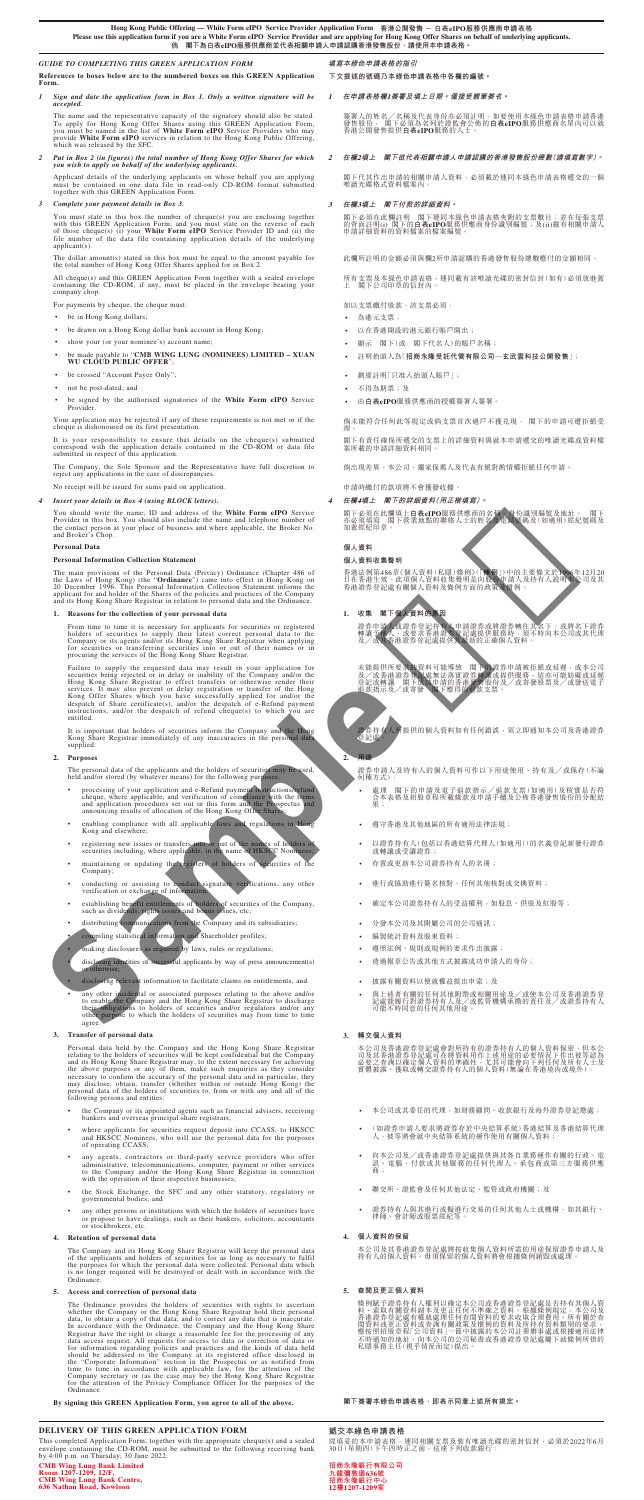**Hong Kong Public Offering — White Form eIPO Service Provider Application Form 香港公開發售 — 白表eIPO服務供應商申請表格**
**Please use this application form if you are a White Form eIPO Service Provider and are applying for Hong Kong Offer Shares on behalf of underlying applicants.**
**倘 閣下為白表eIPO服務供應商並代表相關申請人申請認購香港發售股份，請使用本申請表格。**

## GUIDE TO COMPLETING THIS GREEN APPLICATION FORM

**References to boxes below are to the numbered boxes on this GREEN Application Form.**

### 1 Sign and date the application form in Box 1. Only a written signature will be accepted.

The name and the representative capacity of the signatory should also be stated. To apply for Hong Kong Offer Shares using this GREEN Application Form, you must be named in the list of **White Form eIPO** Service Providers who may provide **White Form eIPO** services in relation to the Hong Kong Public Offering, which was released by the SFC.

### 2 Put in Box 2 (in figures) the total number of Hong Kong Offer Shares for which you wish to apply on behalf of the underlying applicants.

Applicant details of the underlying applicants on whose behalf you are applying must be contained in one data file in read-only CD-ROM format submitted together with this GREEN Application Form.

### 3 Complete your payment details in Box 3.

You must state in this box the number of cheque(s) you are enclosing together with this GREEN Application Form; and you must state on the reverse of each of those cheque(s) (i) your **White Form eIPO** Service Provider ID and (ii) the file number of the data file containing application details of the underlying applicant(s).

The dollar amount(s) stated in this box must be equal to the amount payable for the total number of Hong Kong Offer Shares applied for in Box 2.

All cheque(s) and this GREEN Application Form together with a sealed envelope containing the CD-ROM, if any, must be placed in the envelope bearing your company chop.

For payments by cheque, the cheque must:

- be in Hong Kong dollars;
- be drawn on a Hong Kong dollar bank account in Hong Kong;
- show your (or your nominee's) account name;
- be made payable to "**CMB WING LUNG (NOMINEES) LIMITED – XUAN WU CLOUD PUBLIC OFFER**";
- be crossed "Account Payee Only";
- not be post-dated; and
- be signed by the authorised signatories of the **White Form eIPO** Service Provider.

Your application may be rejected if any of these requirements is not met or if the cheque is dishonoured on its first presentation.

It is your responsibility to ensure that details on the cheque(s) submitted correspond with the application details contained in the CD-ROM or data file submitted in respect of this application.

The Company, the Sole Sponsor and the Representative have full discretion to reject any applications in the case of discrepancies.

No receipt will be issued for sums paid on application.

### 4 Insert your details in Box 4 (using BLOCK letters).

You should write the name, ID and address of the **White Form eIPO** Service Provider in this box. You should also include the name and telephone number of the contact person at your place of business and where applicable, the Broker No. and Broker's Chop.

### Personal Data

#### Personal Information Collection Statement

The main provisions of the Personal Data (Privacy) Ordinance (Chapter 486 of the Laws of Hong Kong) (the "**Ordinance**") came into effect in Hong Kong on 20 December 1996. This Personal Information Collection Statement informs the applicant for and holder of the Shares of the policies and practices of the Company and its Hong Kong Share Registrar in relation to personal data and the Ordinance.

**1. Reasons for the collection of your personal data**

From time to time it is necessary for applicants for securities or registered holders of securities to supply their latest correct personal data to the Company or its agents and/or its Hong Kong Share Registrar when applying for securities or transferring securities into or out of their names or in procuring the services of the Hong Kong Share Registrar.

Failure to supply the requested data may result in your application for securities being rejected or in delay or inability of the Company and/or the Hong Kong Share Registrar to effect transfers or otherwise render their services. It may also prevent or delay registration or transfer of the Hong Kong Offer Shares which you have successfully applied for and/or the despatch of Share certificate(s), and/or the despatch of e-Refund payment instructions, and/or the despatch of refund cheque(s) to which you are entitled.

It is important that holders of securities inform the Company and the Hong Kong Share Registrar immediately of any inaccuracies in the personal data supplied.

**2. Purposes**

The personal data of the applicants and the holders of securities may be used, held and/or stored (by whatever means) for the following purposes:

- processing of your application and e-Refund payment instructions/refund cheque, where applicable, and verification of compliance with the terms and application procedures set out in this form and the Prospectus and announcing results of allocation of the Hong Kong Offer Shares;
- enabling compliance with all applicable laws and regulations in Hong Kong and elsewhere;
- registering new issues or transfers into or out of the names of holders of securities including, where applicable, in the name of HKSCC Nominees;
- maintaining or updating the registers of holders of securities of the Company;
- conducting or assisting to conduct signature verifications, any other verification or exchange of information;
- establishing benefit entitlements of holders of securities of the Company, such as dividends, rights issues and bonus issues, etc;
- distributing communications from the Company and its subsidiaries;
- compiling statistical information and Shareholder profiles;
- making disclosures as required by laws, rules or regulations;
- disclosing identities of successful applicants by way of press announcement(s) or otherwise;
- disclosing relevant information to facilitate claims on entitlements; and
- any other incidental or associated purposes relating to the above and/or to enable the Company and the Hong Kong Share Registrar to discharge their obligations to holders of securities and/or regulators and/or any other purpose to which the holders of securities may from time to time agree.

**3. Transfer of personal data**

Personal data held by the Company and the Hong Kong Share Registrar relating to the holders of securities will be kept confidential but the Company and its Hong Kong Share Registrar may, to the extent necessary for achieving the above purposes or any of them, make such enquiries as they consider necessary to confirm the accuracy of the personal data and in particular, they may disclose, obtain, transfer (whether within or outside Hong Kong) the personal data of the holders of securities to, from or with any and all of the following persons and entities:

- the Company or its appointed agents such as financial advisers, receiving bankers and overseas principal share registrars;
- where applicants for securities request deposit into CCASS, to HKSCC and HKSCC Nominees, who will use the personal data for the purposes of operating CCASS;
- any agents, contractors or third-party service providers who offer administrative, telecommunications, computer, payment or other services to the Company and/or the Hong Kong Share Registrar in connection with the operation of their respective businesses;
- the Stock Exchange, the SFC and any other statutory, regulatory or governmental bodies; and
- any other persons or institutions with which the holders of securities have or propose to have dealings, such as their bankers, solicitors, accountants or stockbrokers, etc.

**4. Retention of personal data**

The Company and its Hong Kong Share Registrar will keep the personal data of the applicants and holders of securities for as long as necessary to fulfil the purposes for which the personal data were collected. Personal data which is no longer required will be destroyed or dealt with in accordance with the Ordinance.

**5. Access and correction of personal data**

The Ordinance provides the holders of securities with rights to ascertain whether the Company or the Hong Kong Share Registrar hold their personal data, to obtain a copy of that data, and to correct any data that is inaccurate. In accordance with the Ordinance, the Company and the Hong Kong Share Registrar have the right to charge a reasonable fee for the processing of any data access request. All requests for access to data or correction of data or for information regarding policies and practices and the kinds of data held should be addressed to the Company at its registered office disclosed in the "Corporate Information" section in the Prospectus or as notified from time to time in accordance with applicable law, for the attention of the Company secretary or (as the case may be) the Hong Kong Share Registrar for the attention of the Privacy Compliance Officer for the purposes of the Ordinance.

**By signing this GREEN Application Form, you agree to all of the above.**

## 填寫本綠色申請表格的指引

**下文提述的號碼乃本綠色申請表格中各欄的編號。**

### 1 在申請表格第1欄簽署及填上日期。僅接受親筆簽名。

簽署人的姓名╱名稱及代表身份亦必須註明。如要使用本綠色申請表格申請香港發售股份， 閣下必須為名列於證監會公佈的**白表eIPO**服務供應商名單內可以就香港公開發售提供**白表eIPO**服務的人士。

### 2 在第2欄上 閣下代表相關申請人申請認購的香港發售股份總數(請填寫數字)。

閣下代其作出申請的相關申請人資料，必須載於連同本綠色申請表格遞交的一個唯讀光碟格式資料檔案內。

### 3 在第3欄上 閣下付款的詳細資料。

閣下必須在此欄註明 閣下連同本綠色申請表格夾附的支票數目；並在每張支票的背面註明(i) 閣下的**白表eIPO**服務供應商身份識別編號；及(ii)載有相關申請人申請詳細資料的資料檔案的檔案編號。

此欄所註明的金額必須與第2欄所申請認購的香港發售股份總數應付的金額相同。

所有支票及本綠色申請表格，連同載有該唯讀光碟的密封信封(如有)必須放進蓋上 閣下公司印章的信封內。

如以支票繳付股款，該支票必須：

- 為港元支票；
- 以在香港開設的港元銀行賬戶開出；
- 顯示 閣下(或 閣下代名人)的賬戶名稱；
- 註明抬頭人為「**招商永隆受託代管有限公司－玄武雲科技公開發售**」；
- 劃線註明「只准入抬頭人賬戶」；
- 不得為期票；及
- 由**白表eIPO**服務供應商的授權簽署人簽署。

倘未能符合任何此等規定或倘支票首次過戶不獲兌現， 閣下的申請可遭拒絕受理。

閣下有責任確保所遞交的支票上的詳細資料與就本申請遞交的唯讀光碟或資料檔案所載的申請詳細資料相同。

倘出現差異，本公司、獨家保薦人及代表有絕對酌情權拒絕任何申請。

申請時繳付的款項將不會獲發收據。

### 4 在第4欄上 閣下的詳細資料(用正楷填寫)。

閣下必須在此欄填上**白表eIPO**服務供應商的名稱、身份識別編號及地址。 閣下亦必須填寫 閣下營業地點的聯絡人士的姓名及電話號碼及(如適用)經紀號碼及加蓋經紀印章。

### 個人資料

#### 個人資料收集聲明

香港法例第486章《個人資料(私隱)條例》(「**條例**」)中的主要條文於1996年12月20日在香港生效。此項個人資料收集聲明是向股份申請人及持有人說明本公司及其香港證券登記處有關個人資料及條例方面的政策和慣例。

**1. 收集 閣下個人資料的原因**

證券申請人或證券登記持有人申請證券或將證券轉往其名下，或將名下證券轉讓予他人，或要求香港證券登記處提供服務時，須不時向本公司或其代理及╱或香港證券登記處提供其最新的正確個人資料。

未能提供所要求的資料可能導致 閣下的證券申請被拒絕，或本公司及╱或香港證券登記處延誤或無法落實轉讓或提供服務，亦可能妨礙或延誤登記或轉讓 閣下成功申請的香港發售股份及╱或寄發股票及╱或發送電子退款指示及╱或寄發 閣下應得的退款支票。

證券持有人所提供的個人資料如有任何錯誤，須立即通知本公司及香港證券登記處。

**2. 用途**

證券申請人及持有人的個人資料可作以下用途使用、持有及╱或保存(不論何種方式)：

- 處理 閣下的申請及電子退款指示╱退款支票(如適用)及核實是否符合本表格及招股章程所載條款及申請手續及公佈香港發售股份的分配結果；
- 遵守香港及其他地區的所有適用法律法規；
- 以證券持有人(包括以香港結算代理人(如適用))的名義登記新發行證券或轉讓或受讓證券；
- 存置或更新本公司證券持有人的名冊；
- 進行或協助進行簽名核對、任何其他核對或交換資料；
- 確定本公司證券持有人的受益權利，如股息、供股及紅股等；
- 分發本公司及其附屬公司的公司通訊；
- 編製統計資料及股東資料；
- 遵照法例、規則或規例的要求作出披露；
- 透過報章公告或其他方式披露成功申請人的身份；
- 披露有關資料以便就權益提出申索；及
- 與上述者有關的任何其他附帶或相關用途及╱或使本公司及香港證券登記處能履行對證券持有人及╱或監管機構承擔的責任及╱或證券持有人可能不時同意的任何其他用途。

**3. 轉交個人資料**

本公司及其香港證券登記處會將所持有的證券持有人的個人資料保密，但本公司及其香港證券登記處可在將資料用作上述用途的必要情況下作出彼等認為必要之查詢以確認個人資料的準確性，尤其可能會向下列任何及所有人士及實體披露、獲取或轉交證券持有人的個人資料(無論在香港境內或境外)：

- 本公司或其委任的代理，如財務顧問、收款銀行及海外證券登記總處；
- (如證券申請人要求將證券存於中央結算系統)香港結算及香港結算代理人，彼等將會就中央結算系統的運作使用有關個人資料；
- 向本公司及╱或香港證券登記處提供與其各自業務運作有關的行政、電訊、電腦、付款或其他服務的任何代理人、承包商或第三方服務供應商；
- 聯交所、證監會及任何其他法定、監管或政府機關；及
- 證券持有人與其進行或擬進行交易的任何其他人士或機構，如其銀行、律師、會計師或股票經紀等。

**4. 個人資料的保留**

本公司及其香港證券登記處將按收集個人資料所需的用途保留證券申請人及持有人的個人資料。毋須保留的個人資料將會根據條例銷毀或處理。

**5. 查閱及更正個人資料**

條例賦予證券持有人權利以確定本公司或香港證券登記處是否持有其個人資料，並取得有關資料副本及更正任何不準確之資料。根據條例規定，本公司及香港證券登記處有權就處理任何查閱資料的要求收取合理費用。所有關於查閱資料或更正資料或有關政策及慣例及所持有資料類別的資料的要求，應按照招股章程「公司資料」一節中披露的本公司註冊地址或按適用法律不時通知的地址送交本公司，並由公司秘書或(視情況而定)香港證券登記處轉交條例所指的私隱事務主任(視乎情況而定)提出。

**閣下簽署本申請表格，即表示同意上述所有規定。**

## DELIVERY OF THIS GREEN APPLICATION FORM

This completed Application Form, together with the appropriate cheque(s) and a sealed envelope containing the CD-ROM, must be submitted to the following receiving bank by 4:00 p.m. on Thursday, 30 June 2022:

**CMB Wing Lung Bank Limited**
**Room 1207-1209, 12/F,**
**CMB Wing Lung Bank Centre,**
**636 Nathan Road, Kowloon**

## 遞交本綠色申請表格

經填妥的本申請表格，連同相關支票及載有唯讀光碟的密封信封，必須於2022年6月30日(星期四)下午四時正之前，送達下列收款銀行：

**招商永隆銀行有限公司**
**九龍彌敦道636號**
**招商永隆銀行中心**
**12樓1207-1209室**